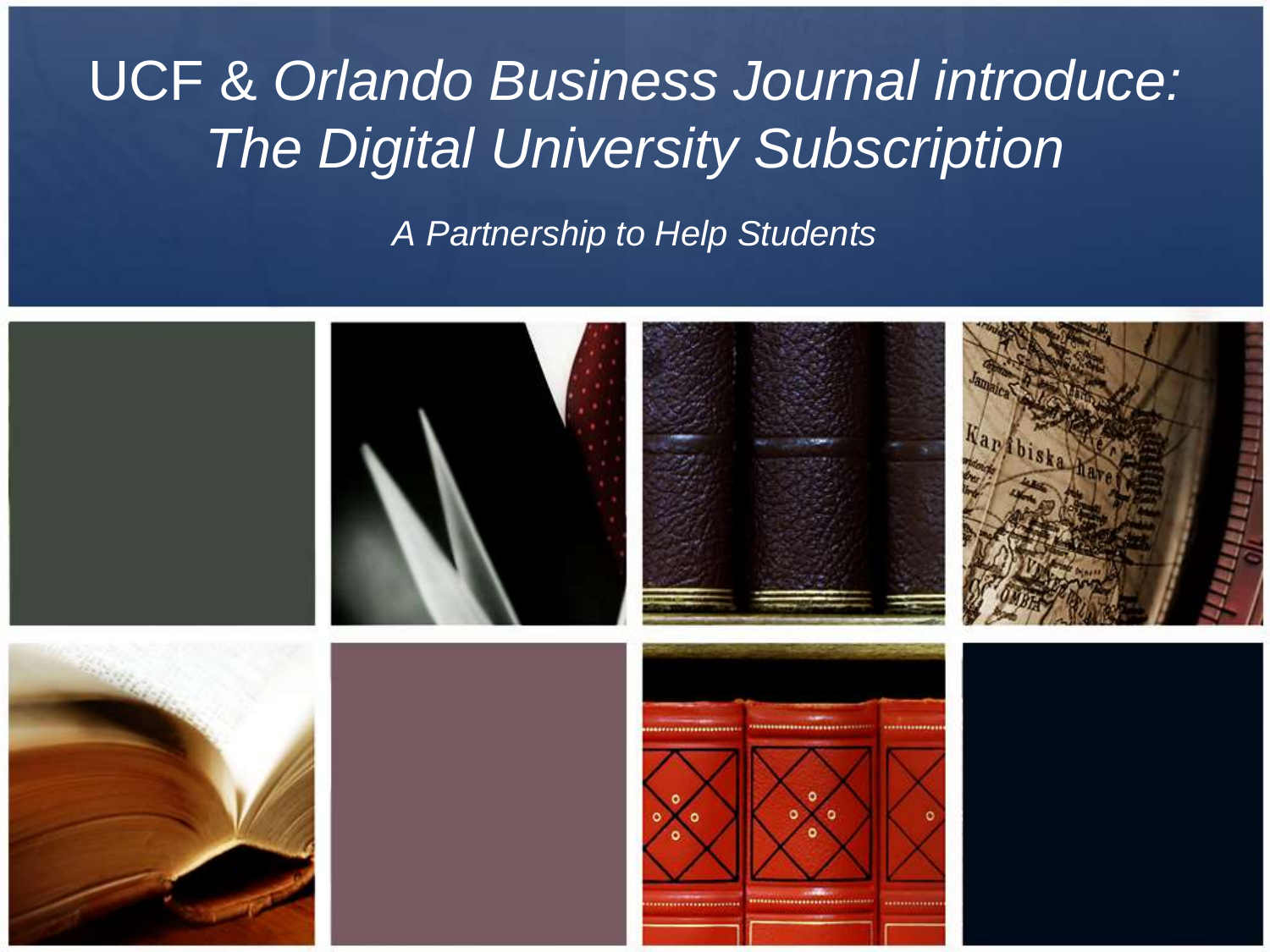# UCF & *Orlando Business Journal introduce: The Digital University Subscription*

*A Partnership to Help Students*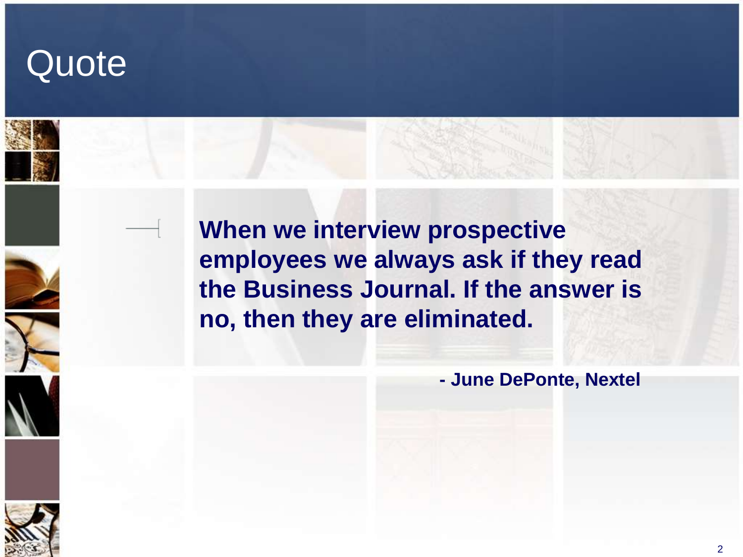# Quote

**When we interview prospective employees we always ask if they read the Business Journal. If the answer is no, then they are eliminated.**

**- June DePonte, Nextel**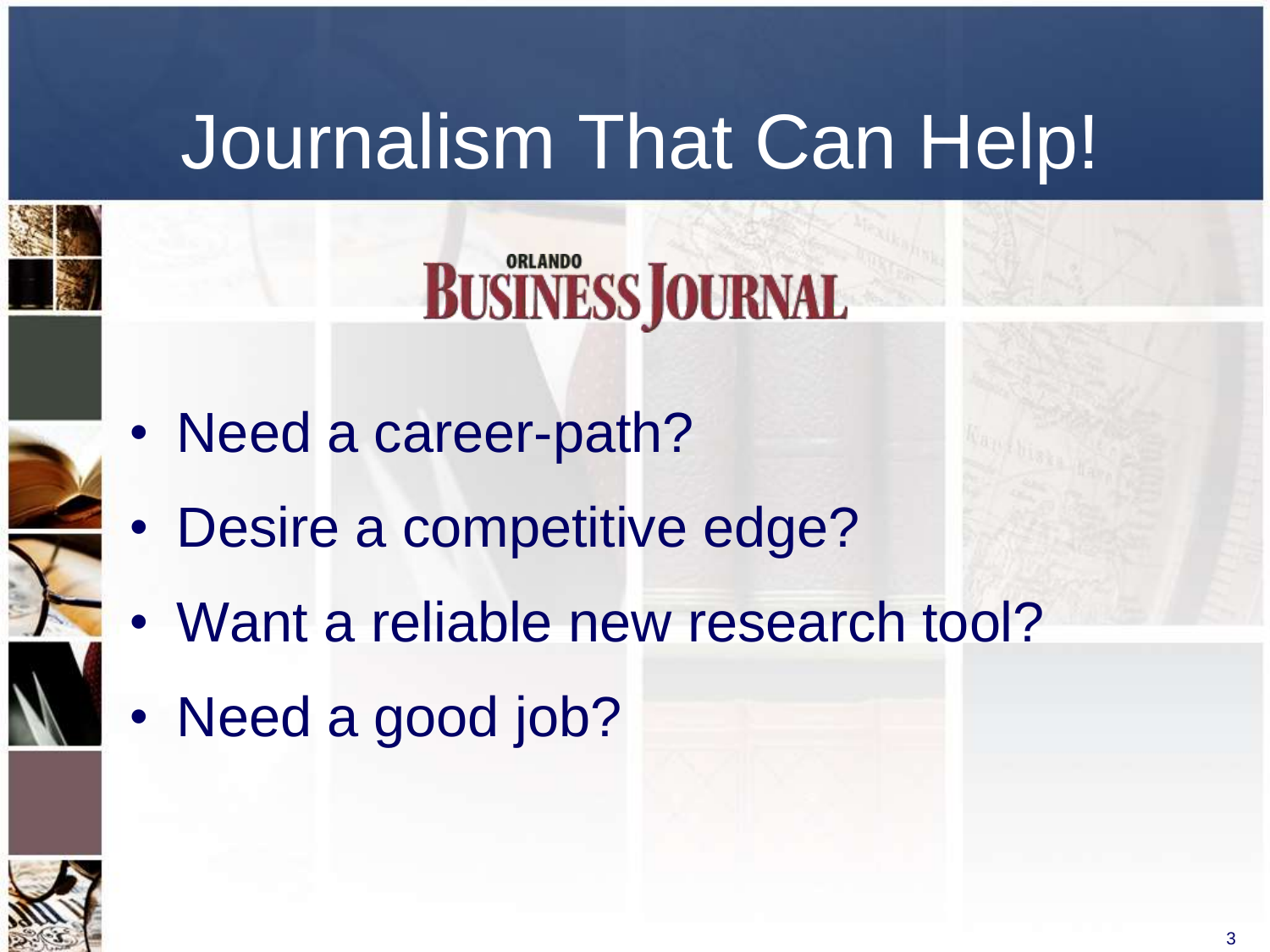# Journalism That Can Help!

ORLANDO BUSINESS JOURNAL

- Need a career-path?
- Desire a competitive edge?
- Want a reliable new research tool?
- Need a good job?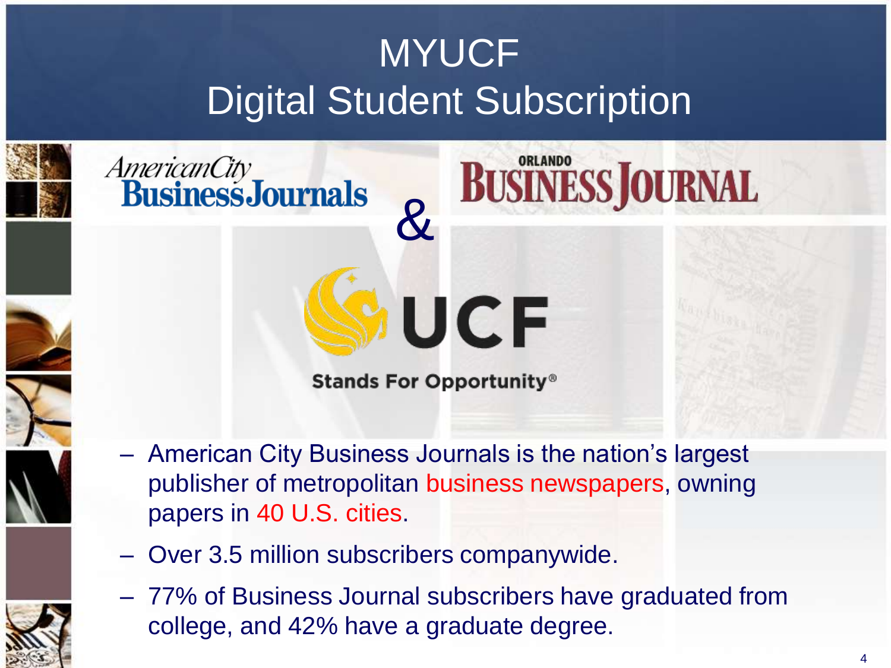# MYUCF Digital Student Subscription

American City Business Journals & Orlando Business Journal

UCF Stands For Opportunity®

- American City Business Journals is the nation's largest publisher of metropolitan business newspapers, owning papers in 40 U.S. cities.
- Over 3.5 million subscribers companywide.
- 77% of Business Journal subscribers have graduated from college, and 42% have a graduate degree.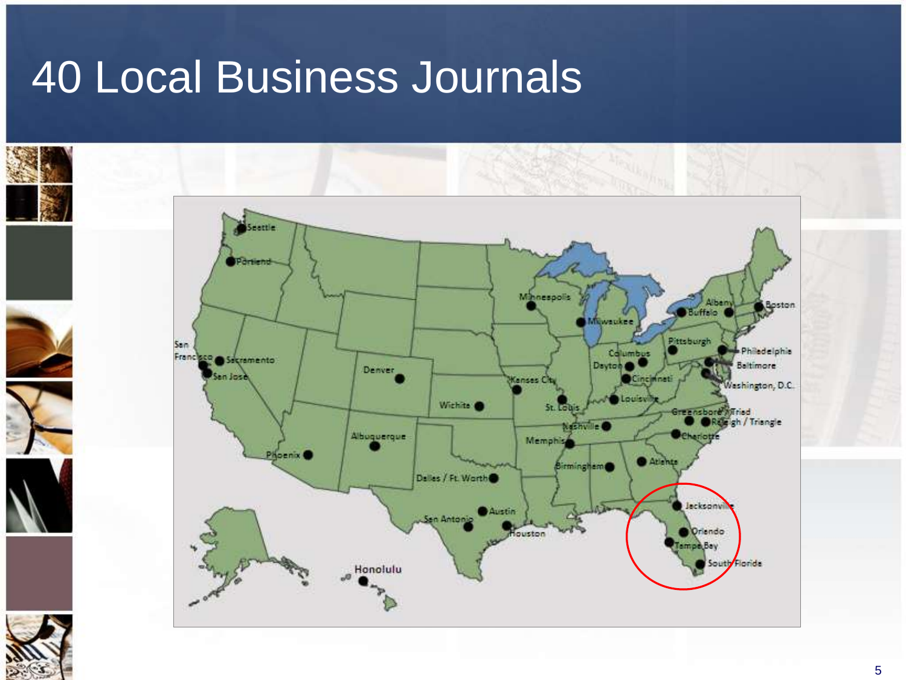# 40 Local Business Journals

Seattle
Portland
San Francisco
Sacramento
San Jose
Denver
Phoenix
Albuquerque
Wichita
Dallas / Ft. Worth
Austin
San Antonio
Houston
Honolulu
Minneapolis
Milwaukee
Kansas City
St. Louis
Memphis
Nashville
Birmingham
Atlanta
Columbus
Dayton
Cincinnati
Louisville
Pittsburgh
Buffalo
Albany
Boston
Philadelphia
Baltimore
Washington, D.C.
Greensboro / Triad
Raleigh / Triangle
Charlotte
Jacksonville
Orlando
Tampa Bay
South Florida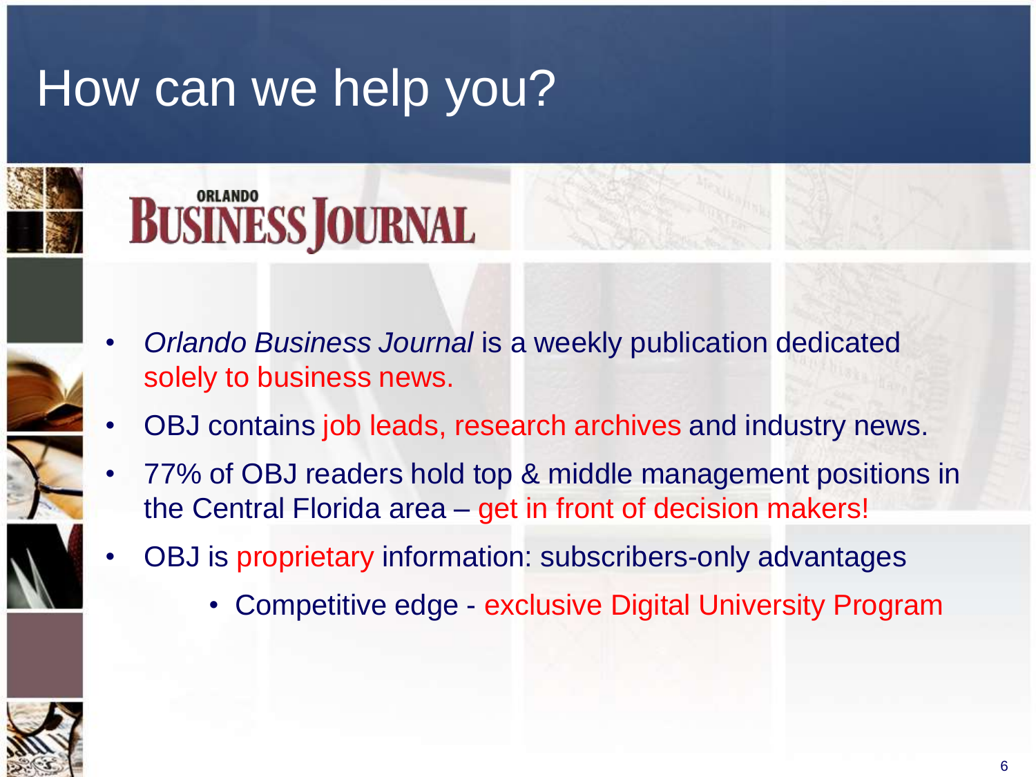# How can we help you?

ORLANDO BUSINESS JOURNAL

- *Orlando Business Journal* is a weekly publication dedicated solely to business news.
- OBJ contains job leads, research archives and industry news.
- 77% of OBJ readers hold top & middle management positions in the Central Florida area – get in front of decision makers!
- OBJ is proprietary information: subscribers-only advantages
  - Competitive edge - exclusive Digital University Program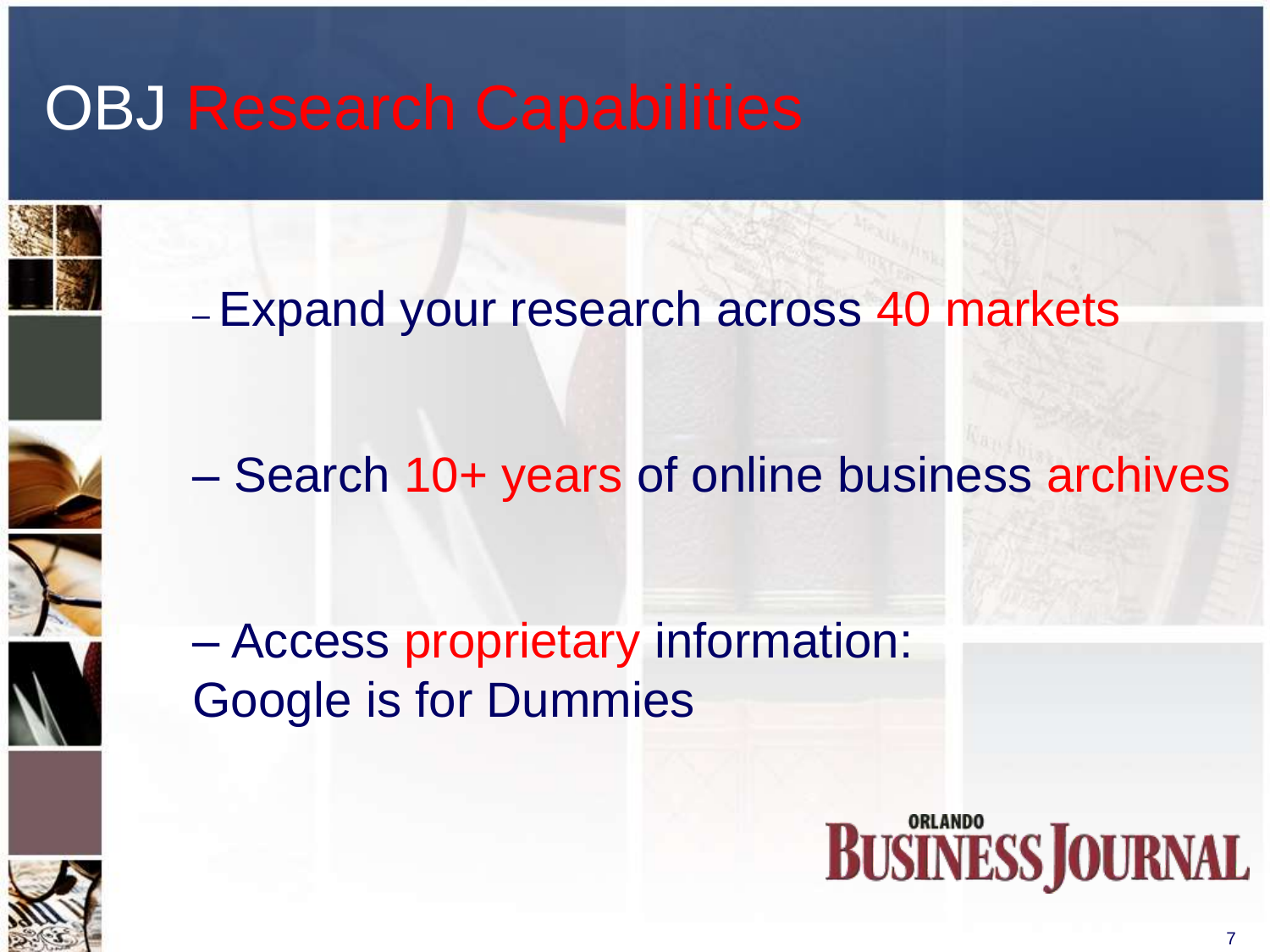# OBJ Research Capabilities

– Expand your research across 40 markets

– Search 10+ years of online business archives

– Access proprietary information: Google is for Dummies

ORLANDO BUSINESS JOURNAL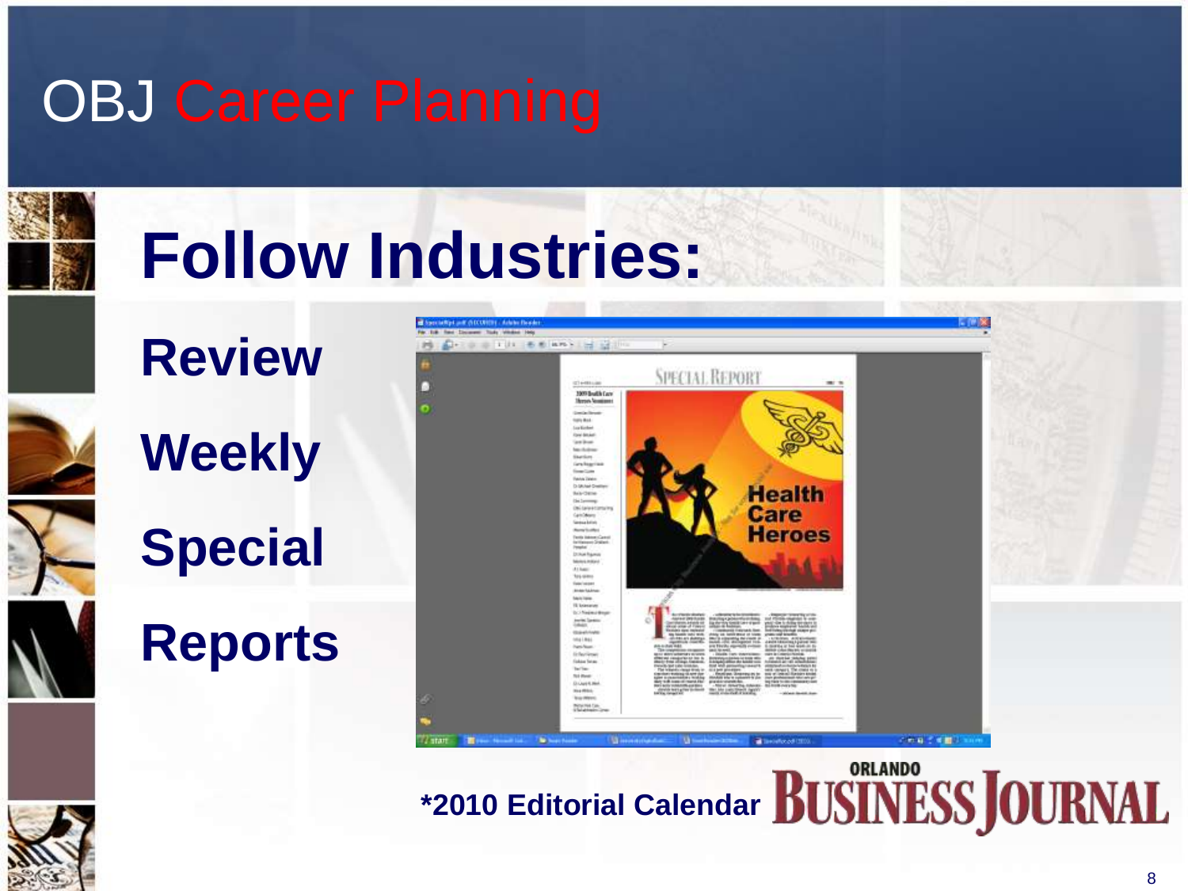# OBJ Career Planning

## Follow Industries:

**Review**

**Weekly**

**Special**

**Reports**

**\*2010 Editorial Calendar**

ORLANDO BUSINESS JOURNAL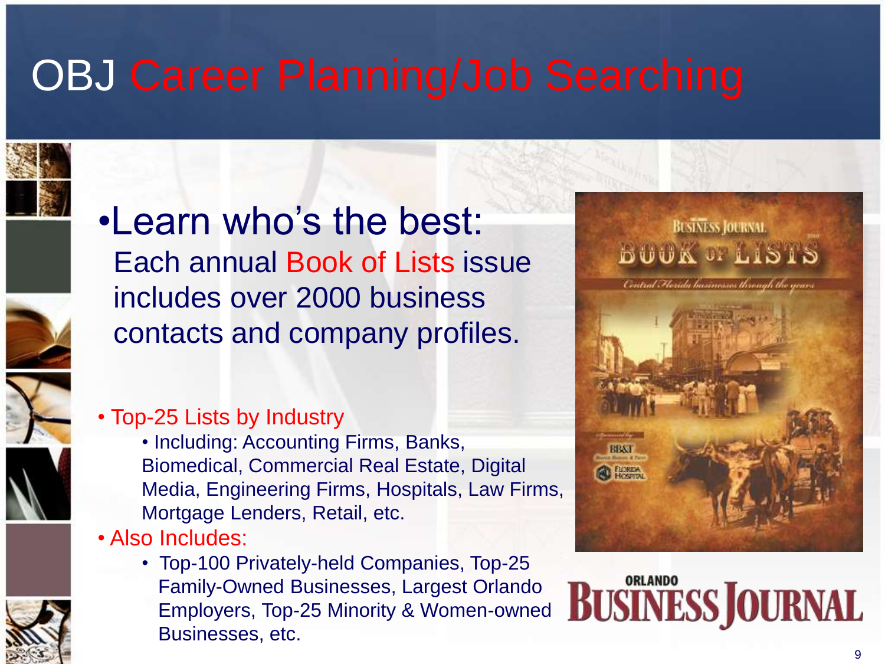# OBJ Career Planning/Job Searching

- Learn who's the best:

  Each annual Book of Lists issue includes over 2000 business contacts and company profiles.

- Top-25 Lists by Industry
  - Including: Accounting Firms, Banks, Biomedical, Commercial Real Estate, Digital Media, Engineering Firms, Hospitals, Law Firms, Mortgage Lenders, Retail, etc.
- Also Includes:
  - Top-100 Privately-held Companies, Top-25 Family-Owned Businesses, Largest Orlando Employers, Top-25 Minority & Women-owned Businesses, etc.

ORLANDO BUSINESS JOURNAL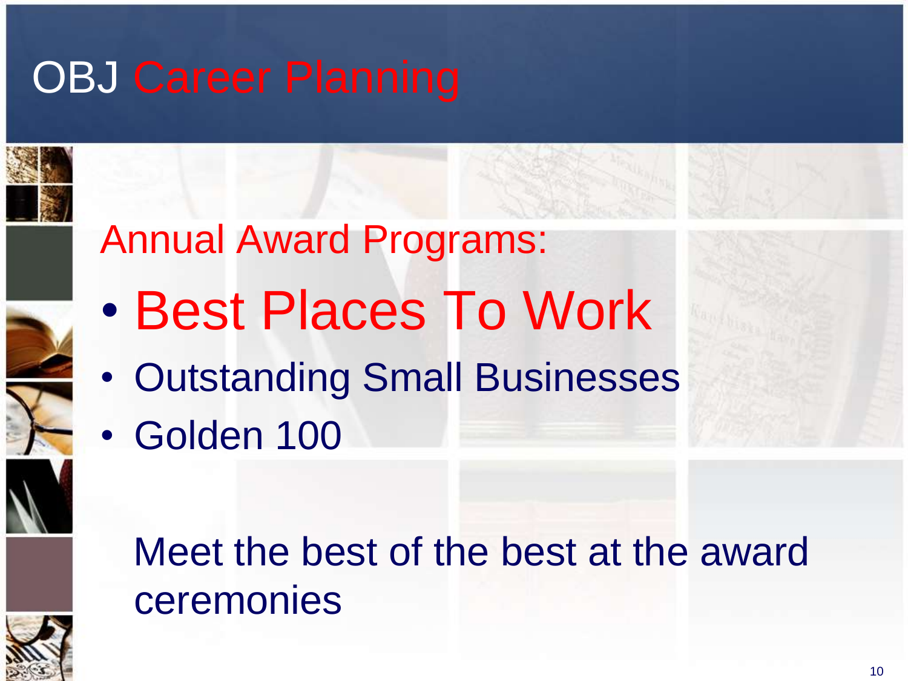# OBJ Career Planning

Annual Award Programs:

- Best Places To Work
- Outstanding Small Businesses
- Golden 100

Meet the best of the best at the award ceremonies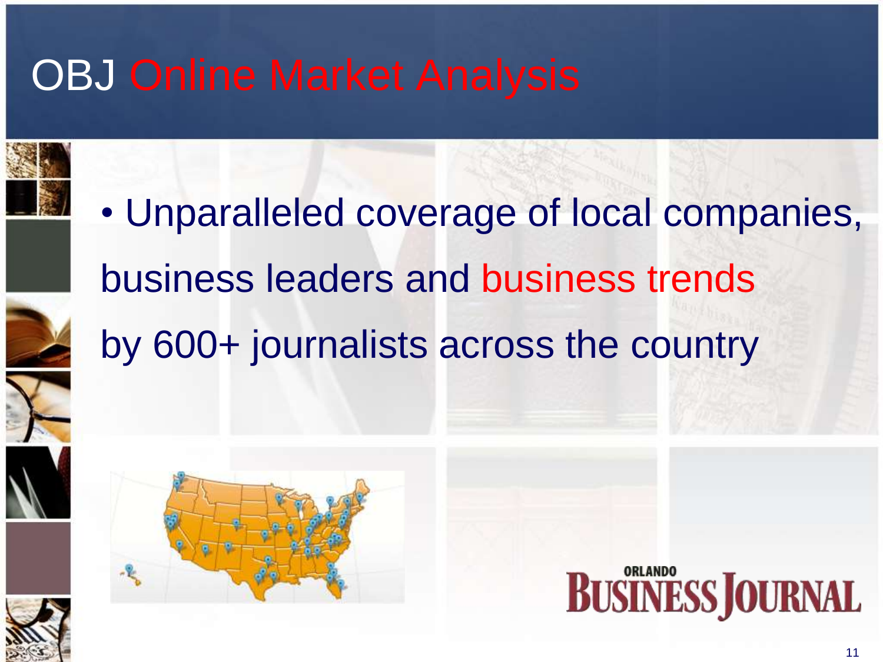# OBJ Online Market Analysis

- Unparalleled coverage of local companies, business leaders and business trends by 600+ journalists across the country

ORLANDO BUSINESS JOURNAL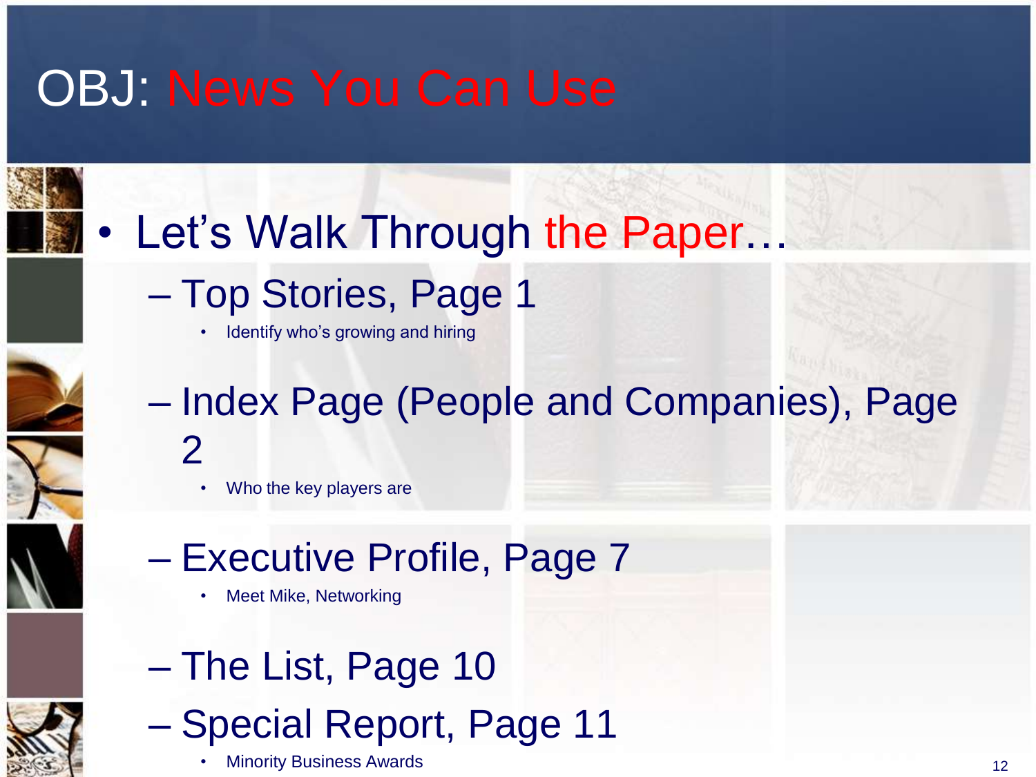# OBJ: News You Can Use

- Let's Walk Through the Paper…
  - Top Stories, Page 1
    - Identify who's growing and hiring
  - Index Page (People and Companies), Page 2
    - Who the key players are
  - Executive Profile, Page 7
    - Meet Mike, Networking
  - The List, Page 10
  - Special Report, Page 11
    - Minority Business Awards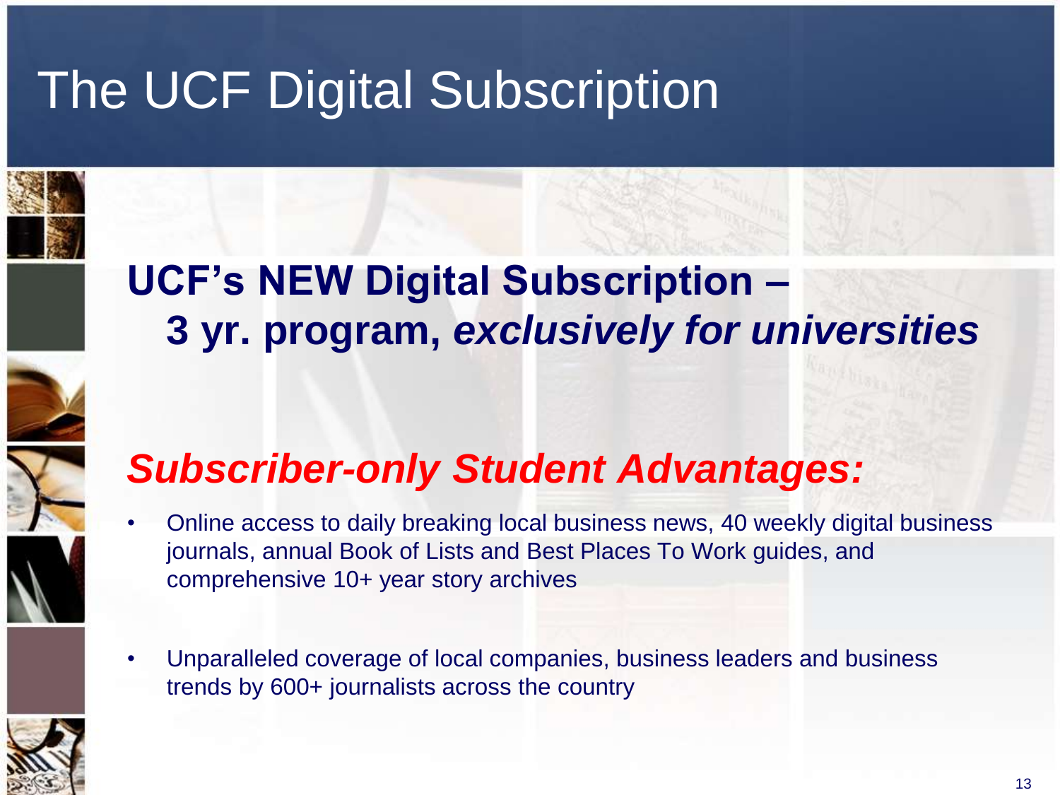# The UCF Digital Subscription

## UCF's NEW Digital Subscription – 3 yr. program, *exclusively for universities*

### *Subscriber-only Student Advantages:*

- Online access to daily breaking local business news, 40 weekly digital business journals, annual Book of Lists and Best Places To Work guides, and comprehensive 10+ year story archives
- Unparalleled coverage of local companies, business leaders and business trends by 600+ journalists across the country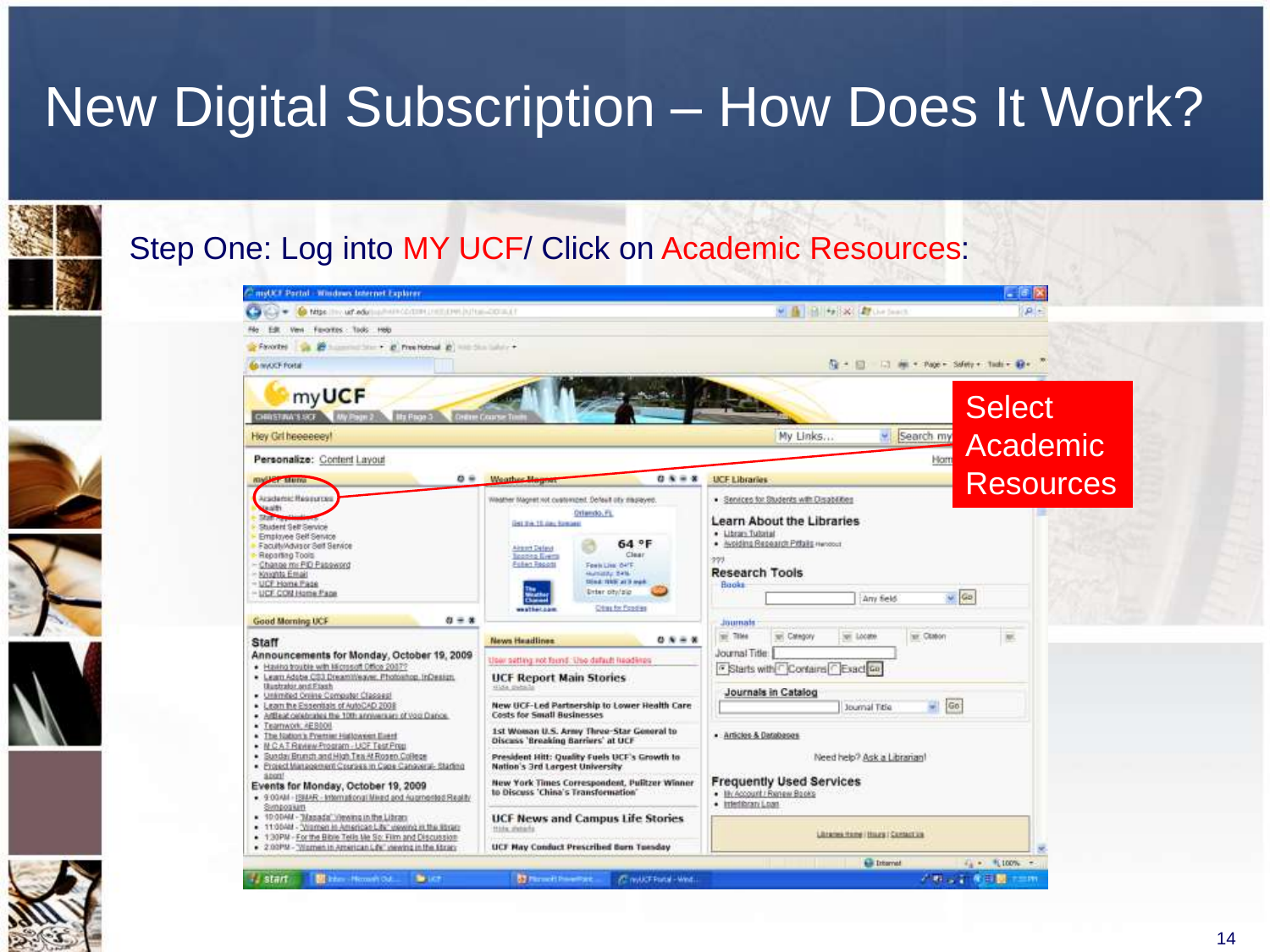# New Digital Subscription – How Does It Work?

Step One: Log into MY UCF/ Click on Academic Resources:

Select Academic Resources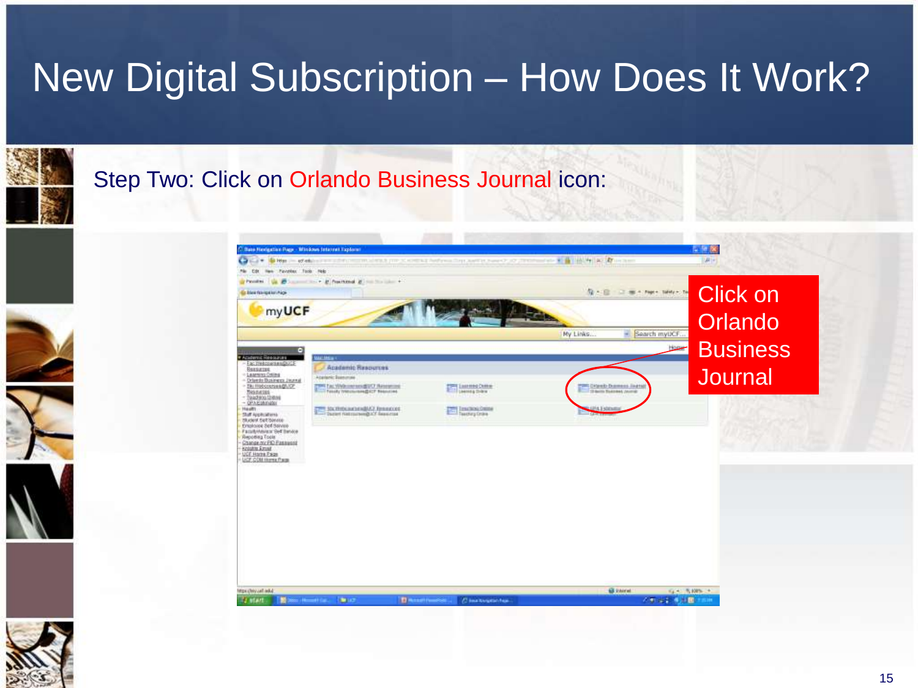# New Digital Subscription – How Does It Work?

Step Two: Click on Orlando Business Journal icon:

Click on Orlando Business Journal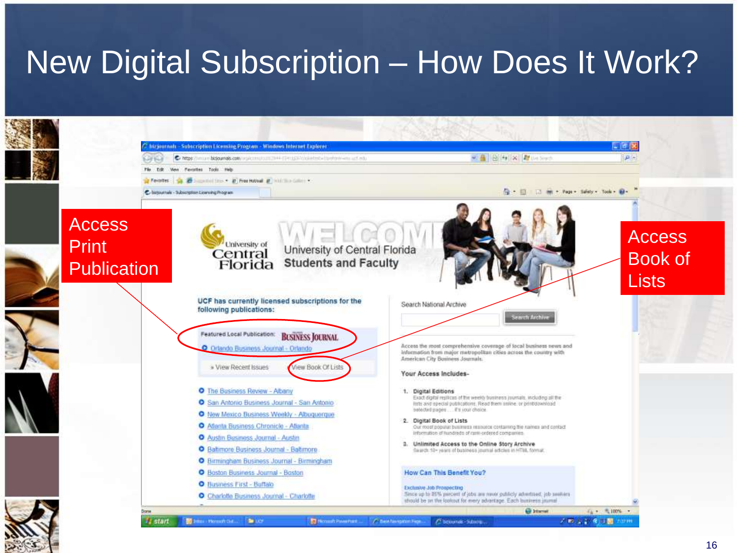# New Digital Subscription – How Does It Work?

Access Print Publication

Access Book of Lists

UCF has currently licensed subscriptions for the following publications:

Featured Local Publication: BUSINESS JOURNAL

- Orlando Business Journal - Orlando

» View Recent Issues    View Book Of Lists

- The Business Review - Albany
- San Antonio Business Journal - San Antonio
- New Mexico Business Weekly - Albuquerque
- Atlanta Business Chronicle - Atlanta
- Austin Business Journal - Austin
- Baltimore Business Journal - Baltimore
- Birmingham Business Journal - Birmingham
- Boston Business Journal - Boston
- Business First - Buffalo
- Charlotte Business Journal - Charlotte

WELCOME University of Central Florida Students and Faculty

Search National Archive

Search Archive

Access the most comprehensive coverage of local business news and information from major metropolitan cities across the country with American City Business Journals.

Your Access Includes-

1. Digital Editions
2. Digital Book of Lists
3. Unlimited Access to the Online Story Archive

How Can This Benefit You?

Exclusive Job Prospecting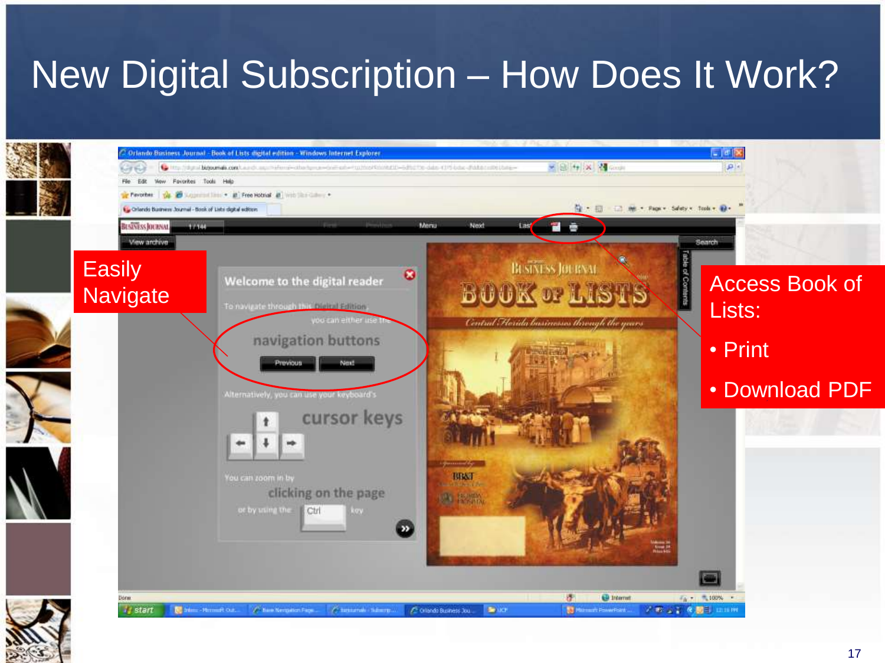# New Digital Subscription – How Does It Work?

Easily Navigate

Access Book of Lists:

- Print
- Download PDF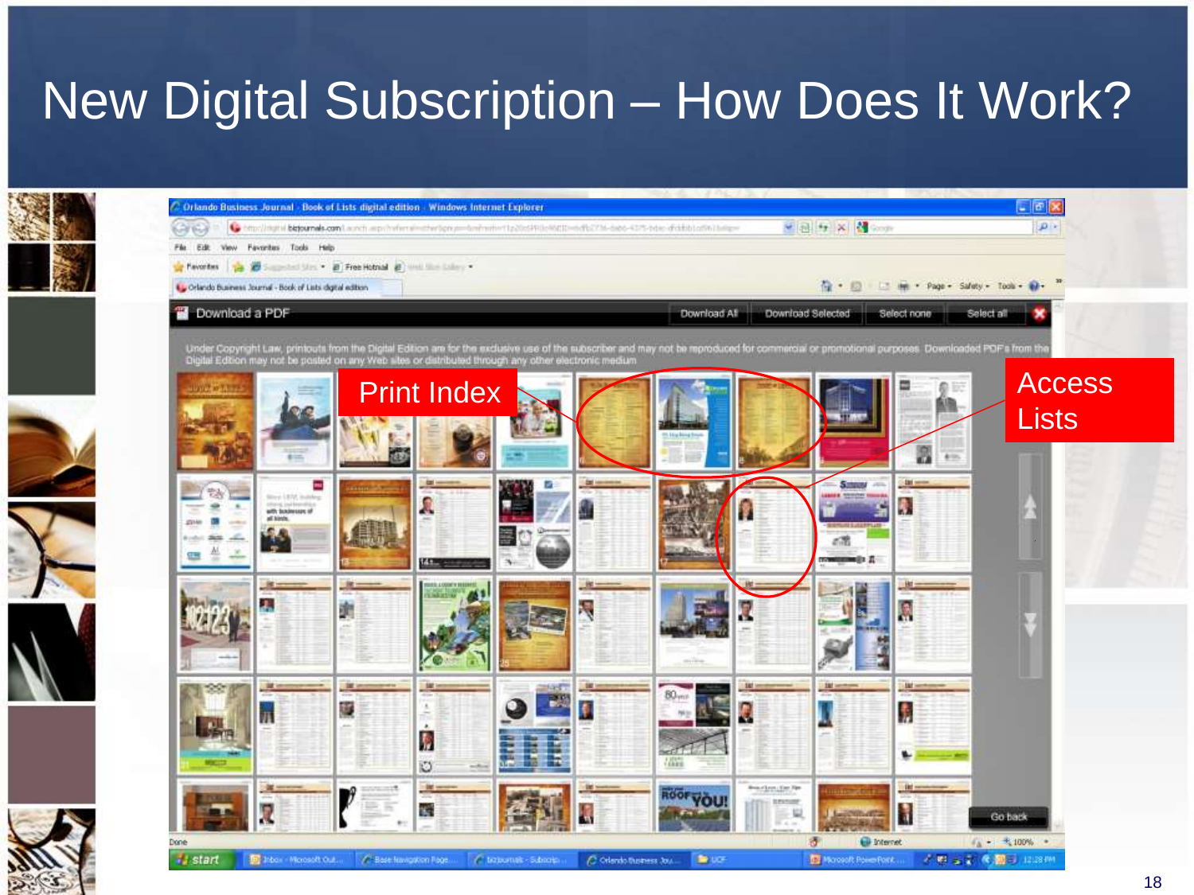# New Digital Subscription – How Does It Work?

Print Index

Access Lists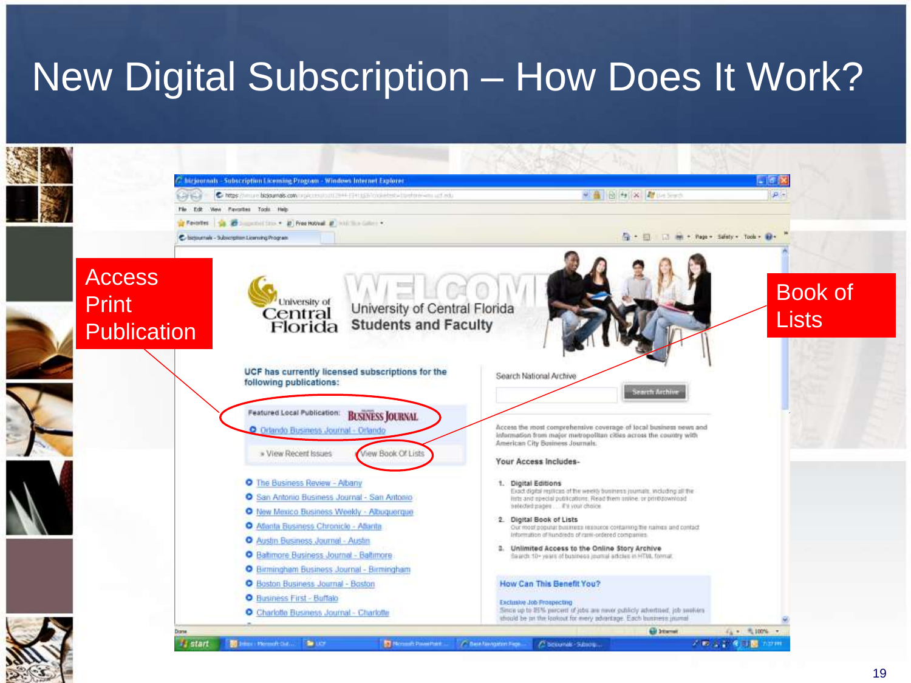# New Digital Subscription – How Does It Work?

Access Print Publication

Book of Lists

University of Central Florida

WELCOME

University of Central Florida Students and Faculty

UCF has currently licensed subscriptions for the following publications:

Featured Local Publication: BUSINESS JOURNAL

- Orlando Business Journal - Orlando

» View Recent Issues | View Book Of Lists

- The Business Review - Albany
- San Antonio Business Journal - San Antonio
- New Mexico Business Weekly - Albuquerque
- Atlanta Business Chronicle - Atlanta
- Austin Business Journal - Austin
- Baltimore Business Journal - Baltimore
- Birmingham Business Journal - Birmingham
- Boston Business Journal - Boston
- Business First - Buffalo
- Charlotte Business Journal - Charlotte

Search National Archive

Search Archive

Access the most comprehensive coverage of local business news and information from major metropolitan cities across the country with American City Business Journals.

Your Access Includes-

1. **Digital Editions**
   Exact digital replicas of the weekly business journals, including all the lists and special publications. Read them online, or print/download selected pages .... it's your choice.
2. **Digital Book of Lists**
   Our most popular business resource containing the names and contact information of hundreds of rank-ordered companies.
3. **Unlimited Access to the Online Story Archive**
   Search 10+ years of business journal articles in HTML format.

**How Can This Benefit You?**

**Exclusive Job Prospecting**
Since up to 85% percent of jobs are never publicly advertised, job seekers should be on the lookout for every advantage. Each business journal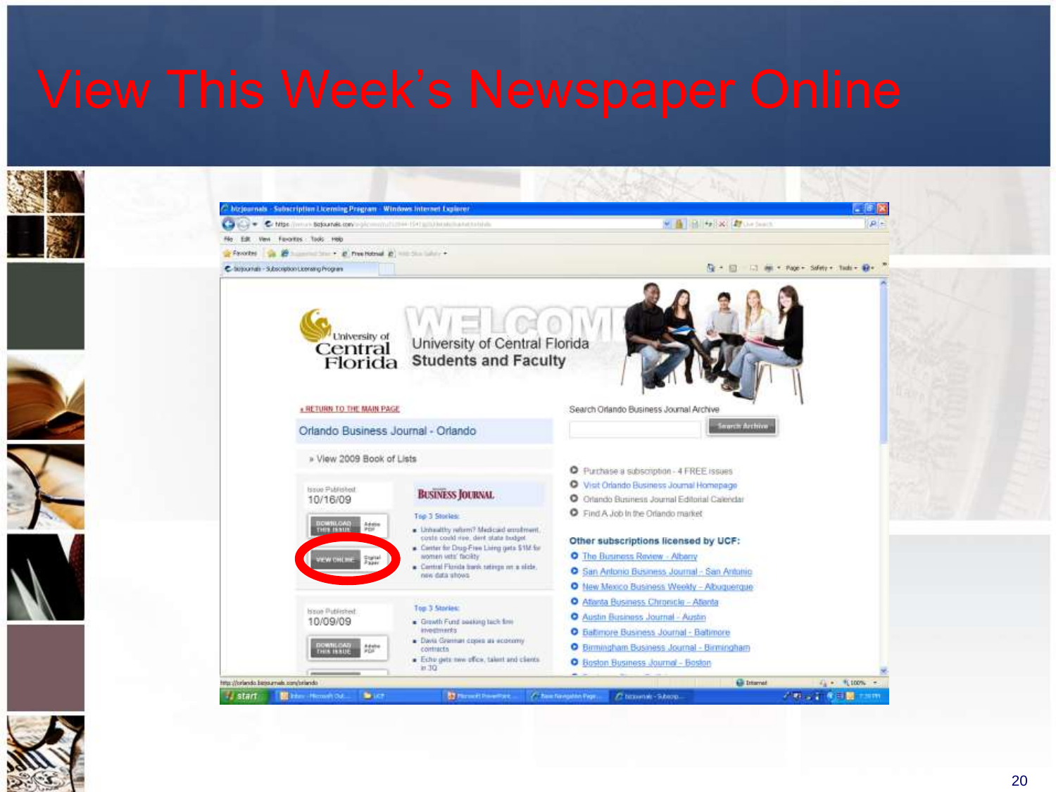# View This Week's Newspaper Online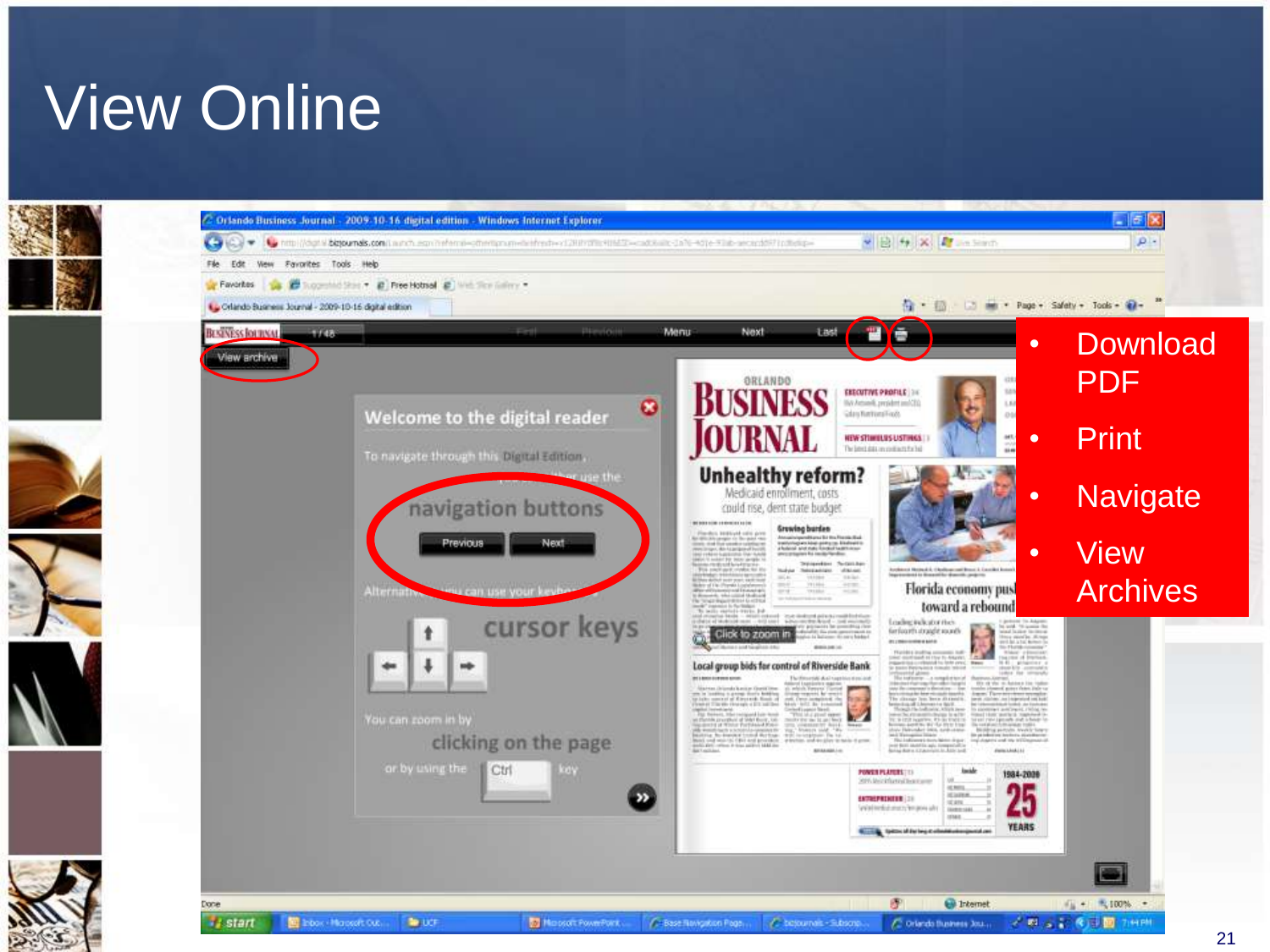# View Online

- Download PDF
- Print
- Navigate
- View Archives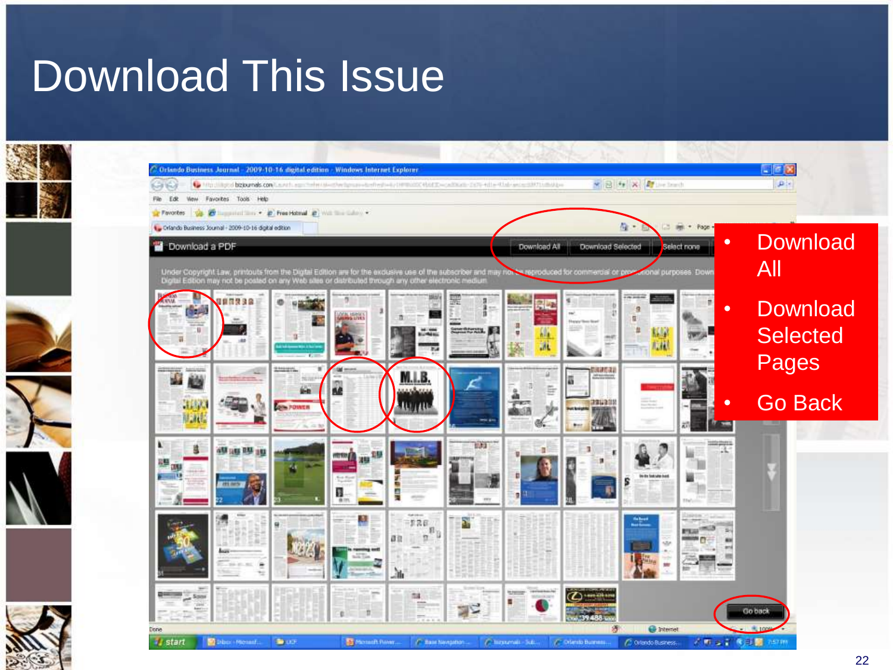# Download This Issue

- Download All
- Download Selected Pages
- Go Back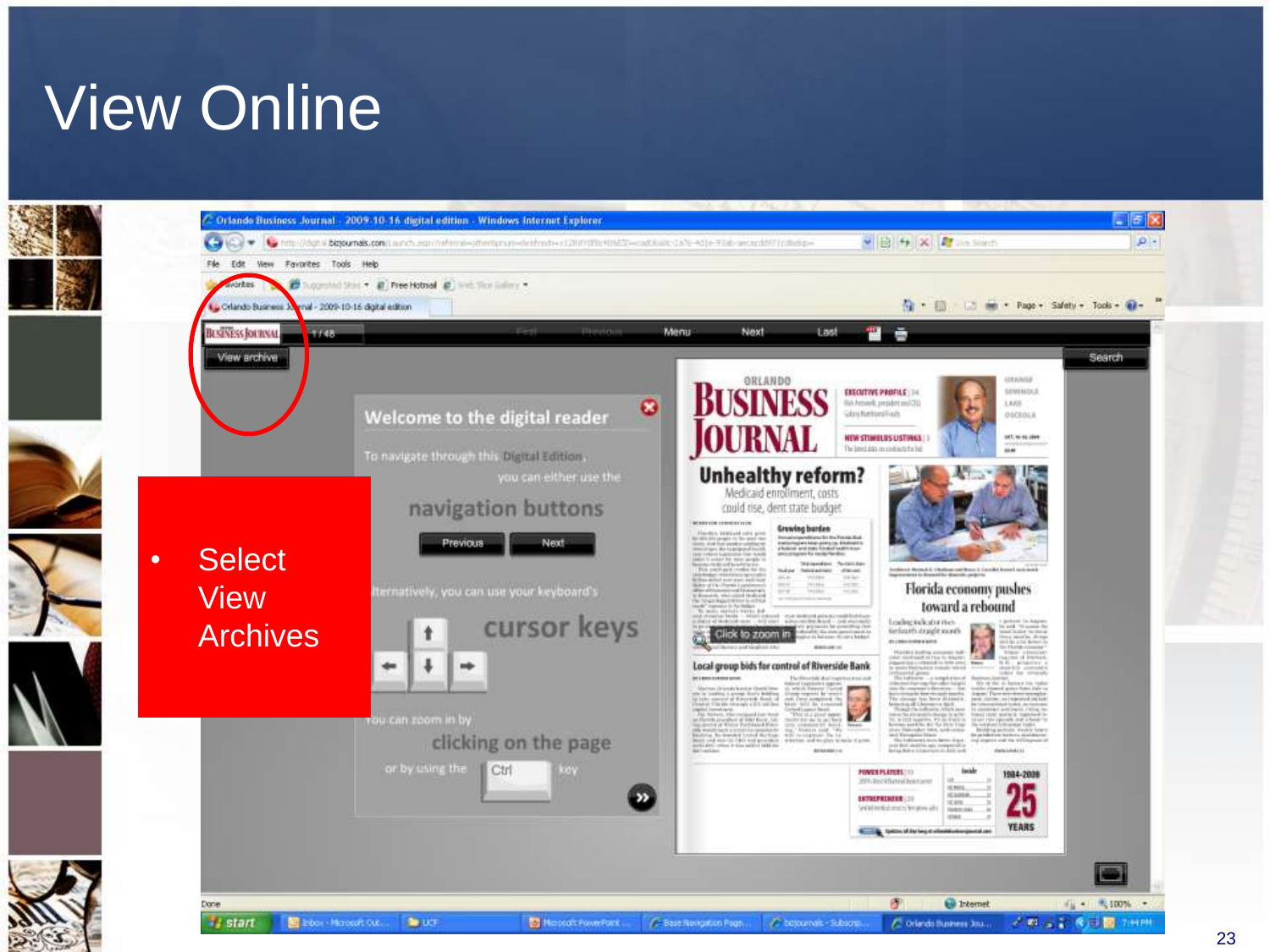# View Online

- Select View Archives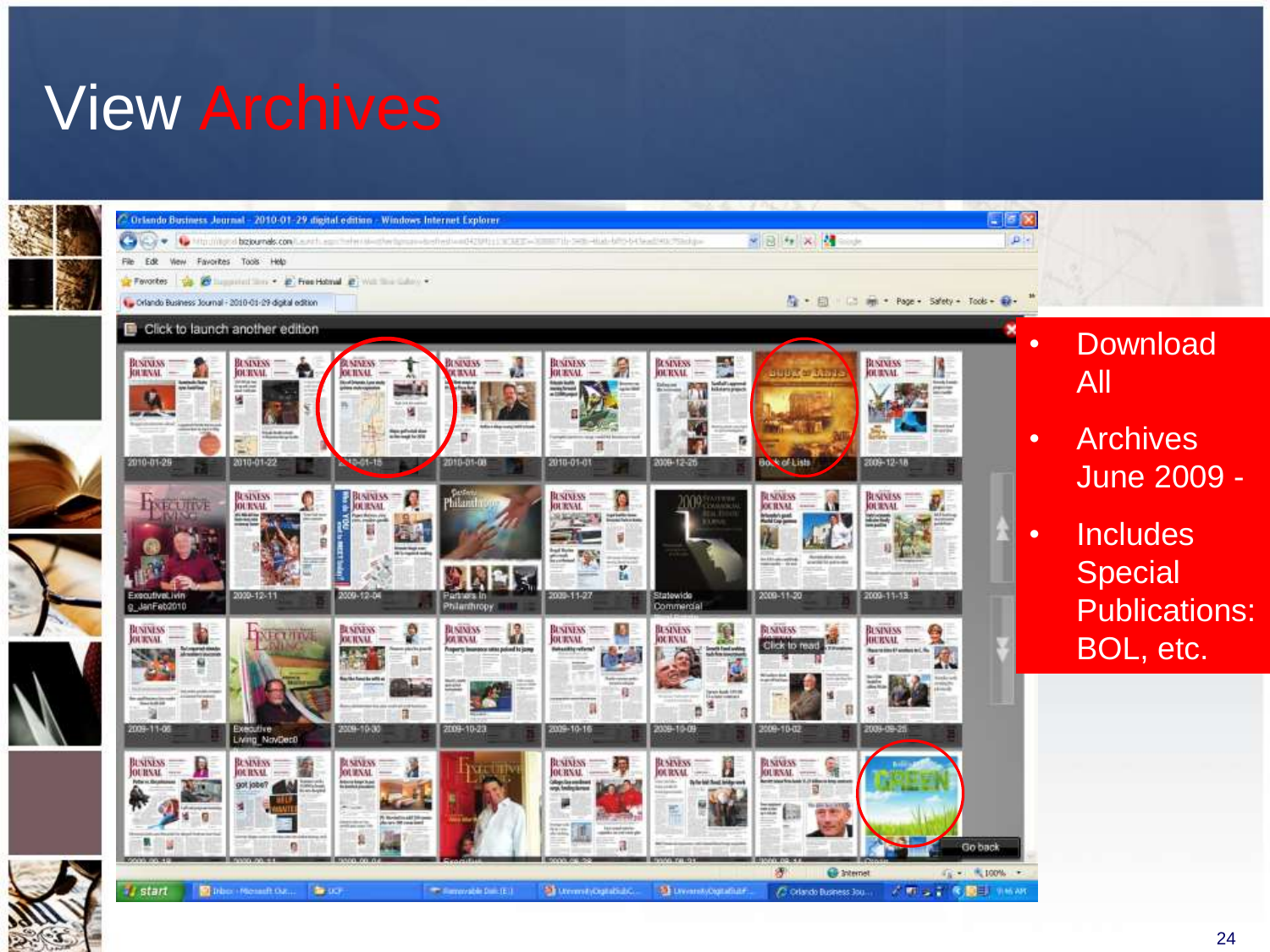# View Archives

- Download All
- Archives June 2009 -
- Includes Special Publications: BOL, etc.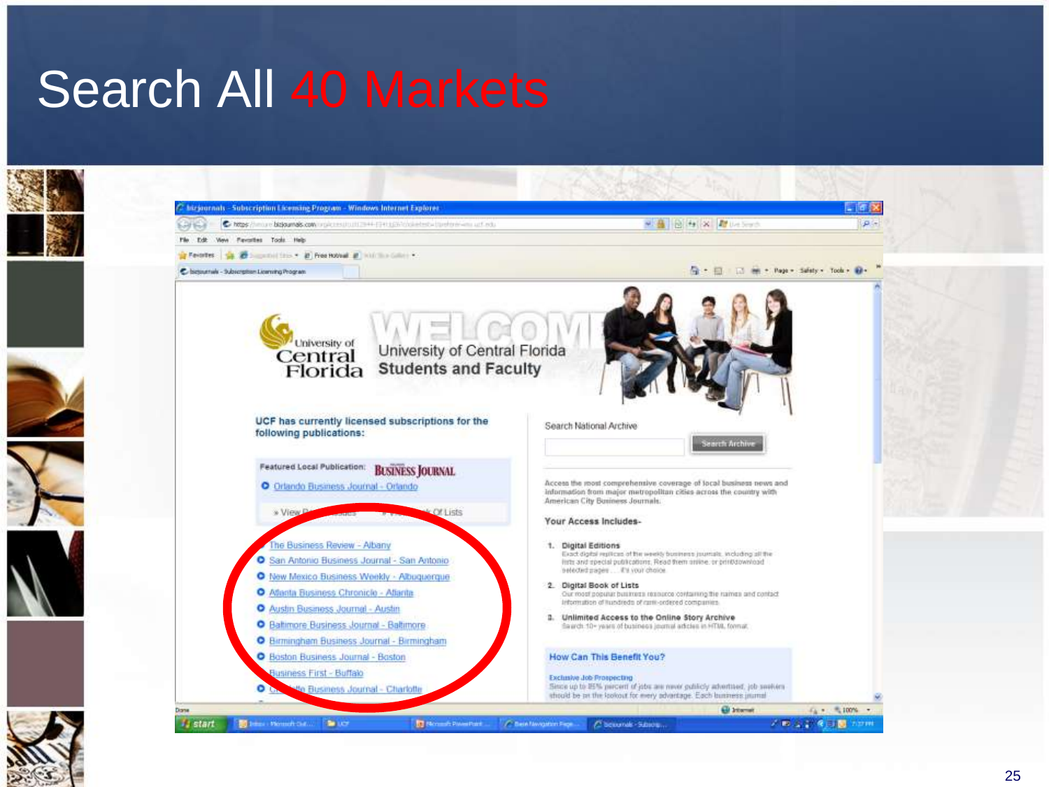# Search All 40 Markets

University of Central Florida

University of Central Florida Students and Faculty

UCF has currently licensed subscriptions for the following publications:

Featured Local Publication: BUSINESS JOURNAL

- Orlando Business Journal - Orlando

» View Past Issues » Book Of Lists

- The Business Review - Albany
- San Antonio Business Journal - San Antonio
- New Mexico Business Weekly - Albuquerque
- Atlanta Business Chronicle - Atlanta
- Austin Business Journal - Austin
- Baltimore Business Journal - Baltimore
- Birmingham Business Journal - Birmingham
- Boston Business Journal - Boston
- Business First - Buffalo
- Charlotte Business Journal - Charlotte

Search National Archive

Search Archive

Access the most comprehensive coverage of local business news and information from major metropolitan cities across the country with American City Business Journals.

Your Access Includes-

1. **Digital Editions**
   Exact digital replicas of the weekly business journals, including all the lists and special publications. Read them online, or print/download selected pages . . . it's your choice.
2. **Digital Book of Lists**
   Our most popular business resource containing the names and contact information of hundreds of rank-ordered companies.
3. **Unlimited Access to the Online Story Archive**
   Search 10+ years of business journal articles in HTML format.

How Can This Benefit You?

Exclusive Job Prospecting
Since up to 85% percent of jobs are never publicly advertised, job seekers should be on the lookout for every advantage. Each business journal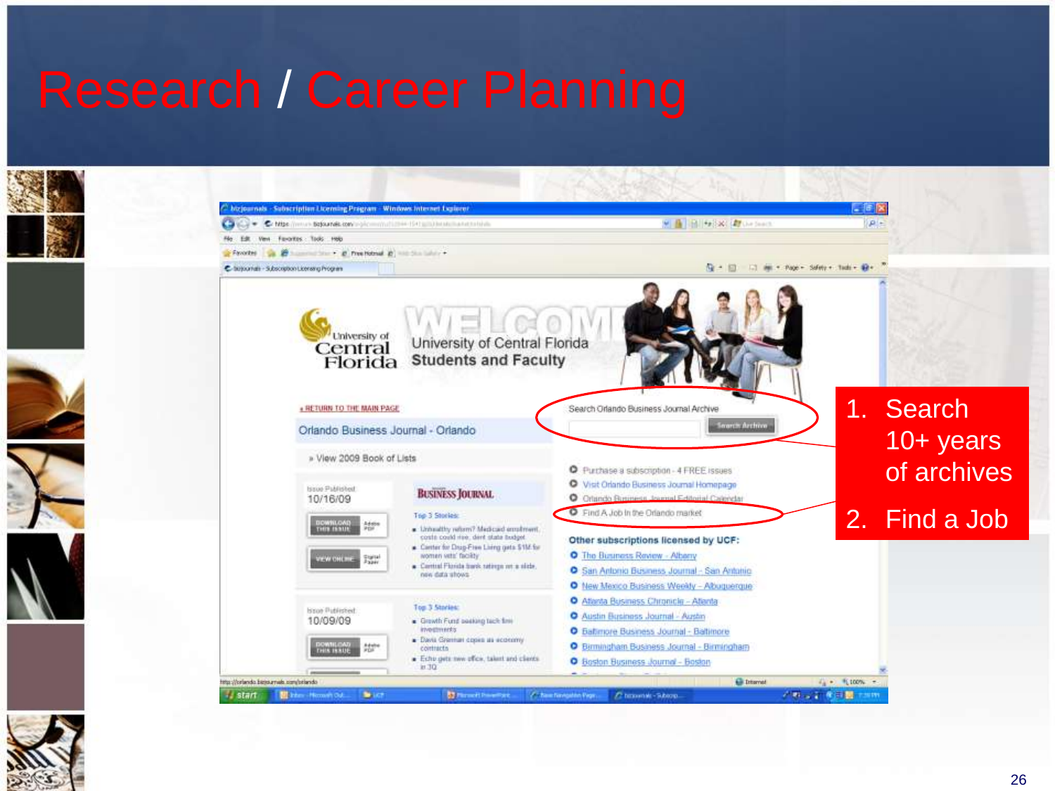# Research / Career Planning

1. Search 10+ years of archives
2. Find a Job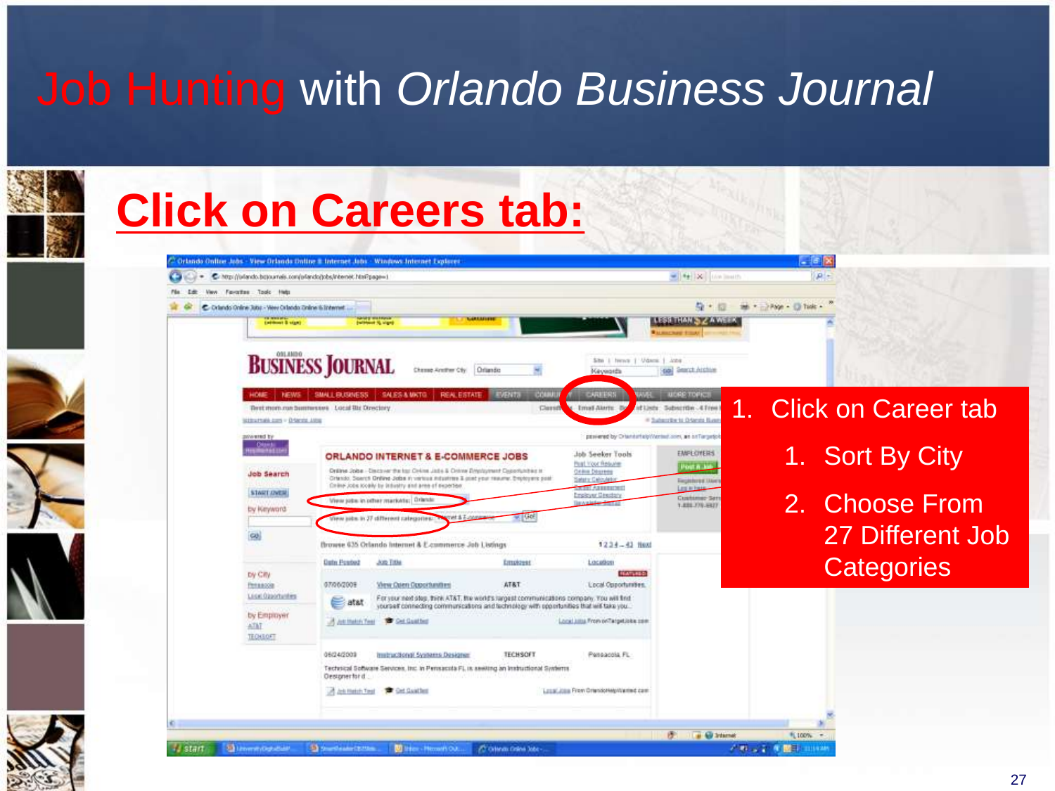# Job Hunting with *Orlando Business Journal*

## Click on Careers tab:

1. Click on Career tab
    1. Sort By City
    2. Choose From 27 Different Job Categories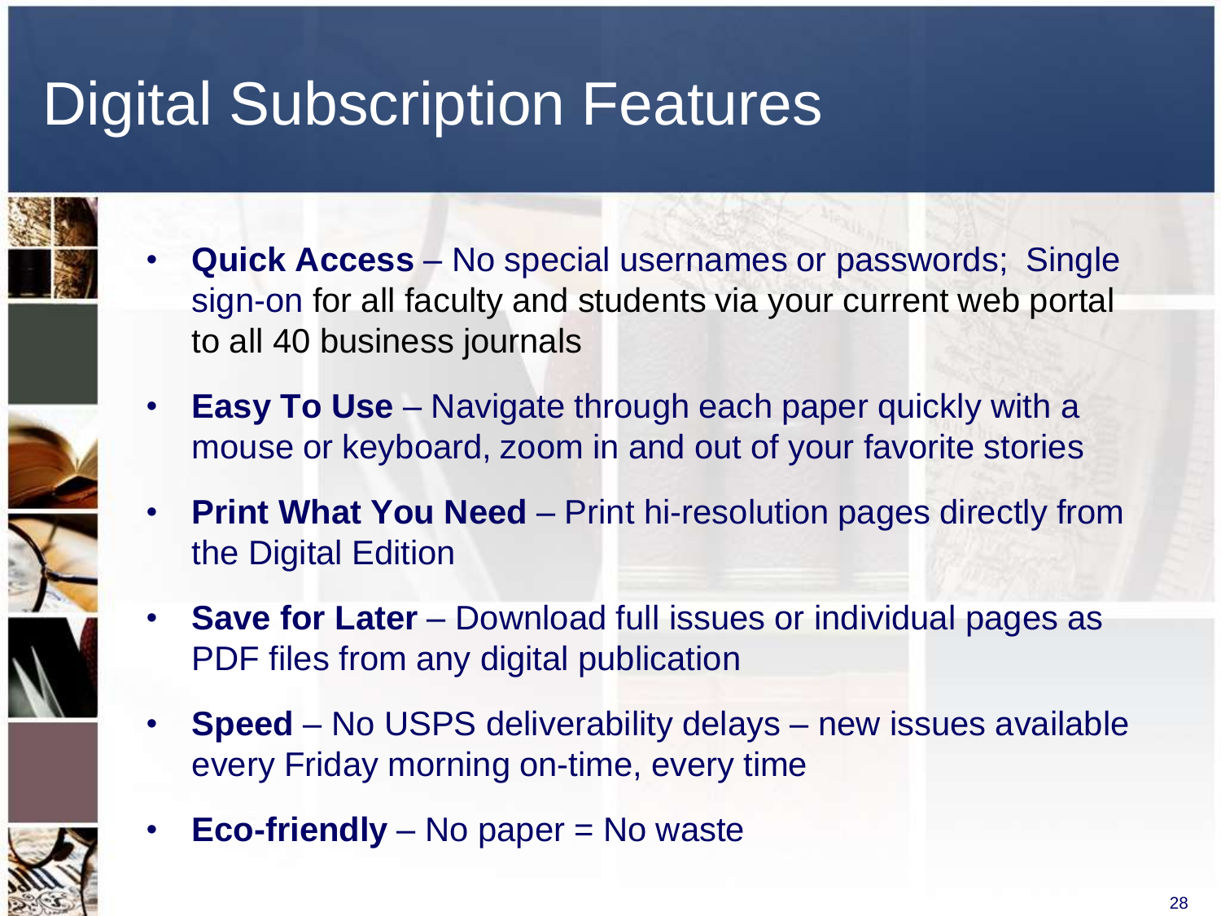# Digital Subscription Features

- **Quick Access** – No special usernames or passwords; Single sign-on for all faculty and students via your current web portal to all 40 business journals
- **Easy To Use** – Navigate through each paper quickly with a mouse or keyboard, zoom in and out of your favorite stories
- **Print What You Need** – Print hi-resolution pages directly from the Digital Edition
- **Save for Later** – Download full issues or individual pages as PDF files from any digital publication
- **Speed** – No USPS deliverability delays – new issues available every Friday morning on-time, every time
- **Eco-friendly** – No paper = No waste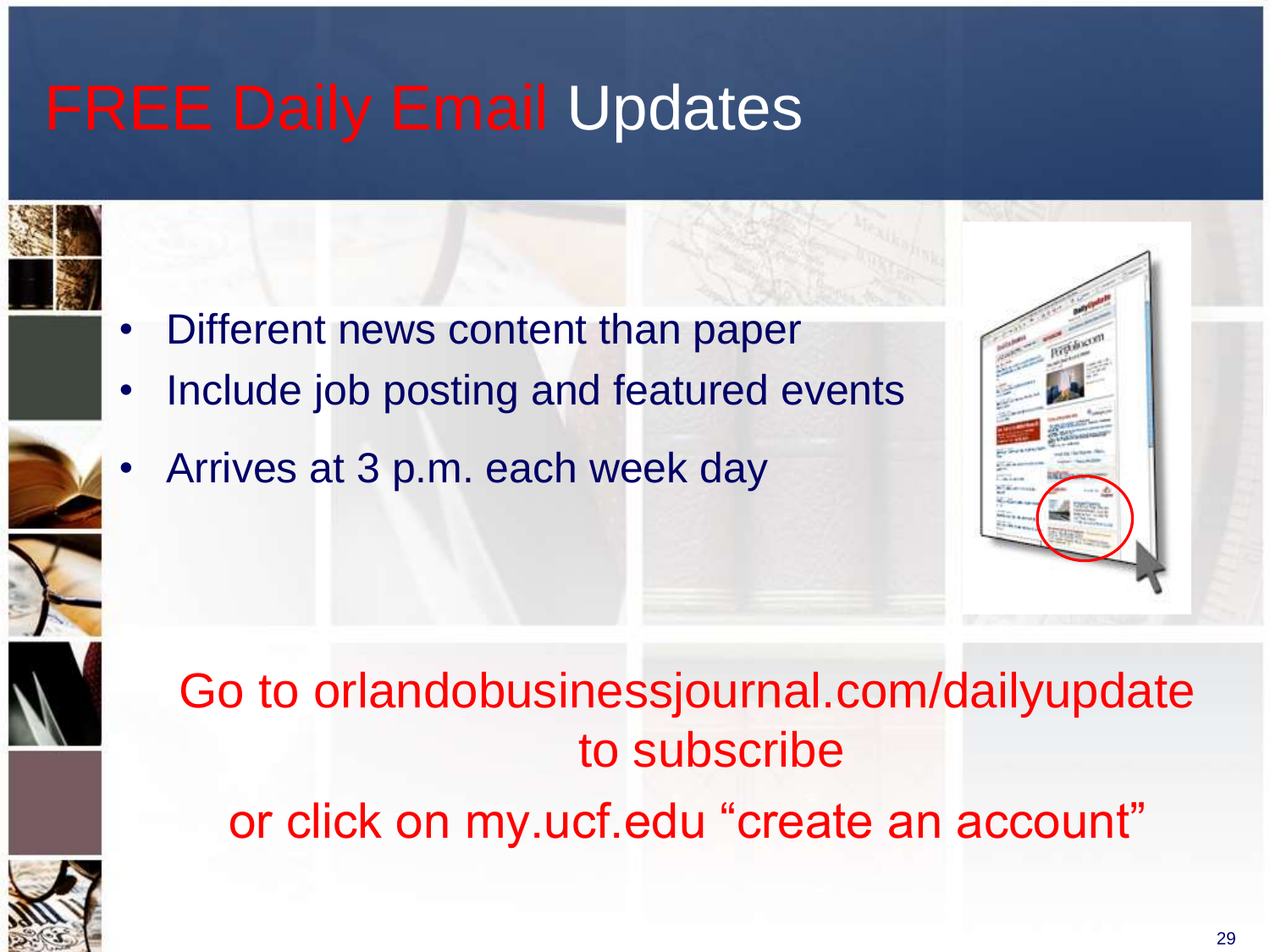# FREE Daily Email Updates

- Different news content than paper
- Include job posting and featured events
- Arrives at 3 p.m. each week day

Go to orlandobusinessjournal.com/dailyupdate to subscribe

or click on my.ucf.edu "create an account"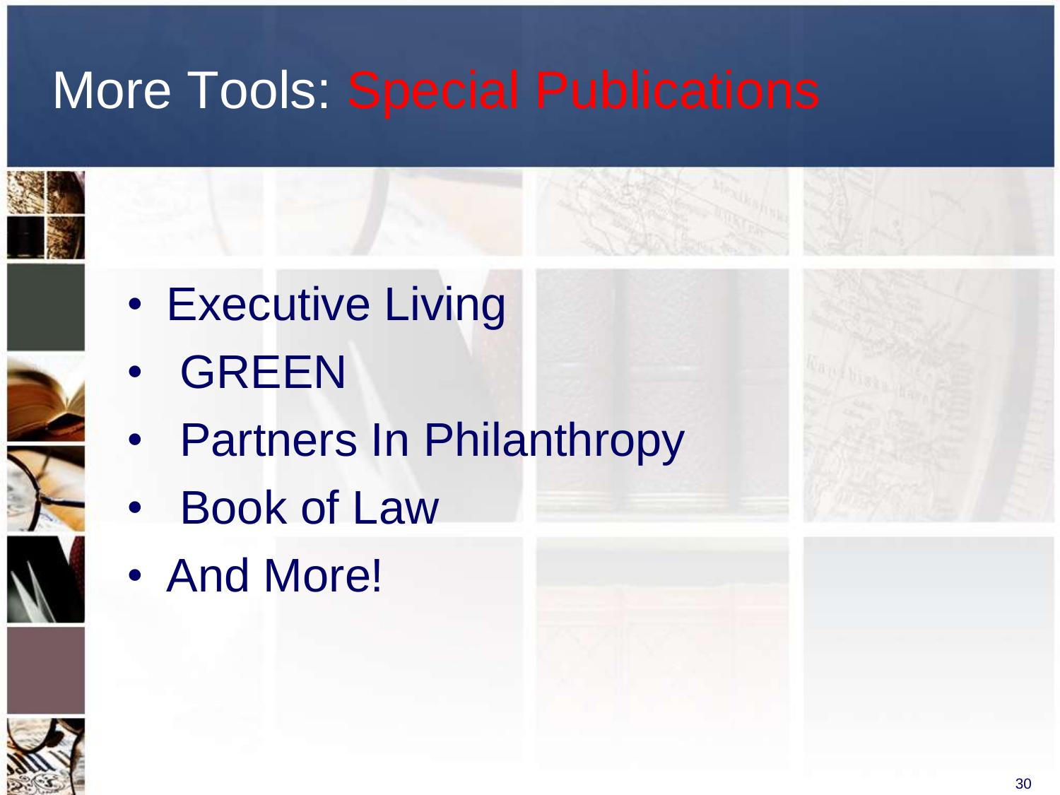# More Tools: Special Publications

- Executive Living
- GREEN
- Partners In Philanthropy
- Book of Law
- And More!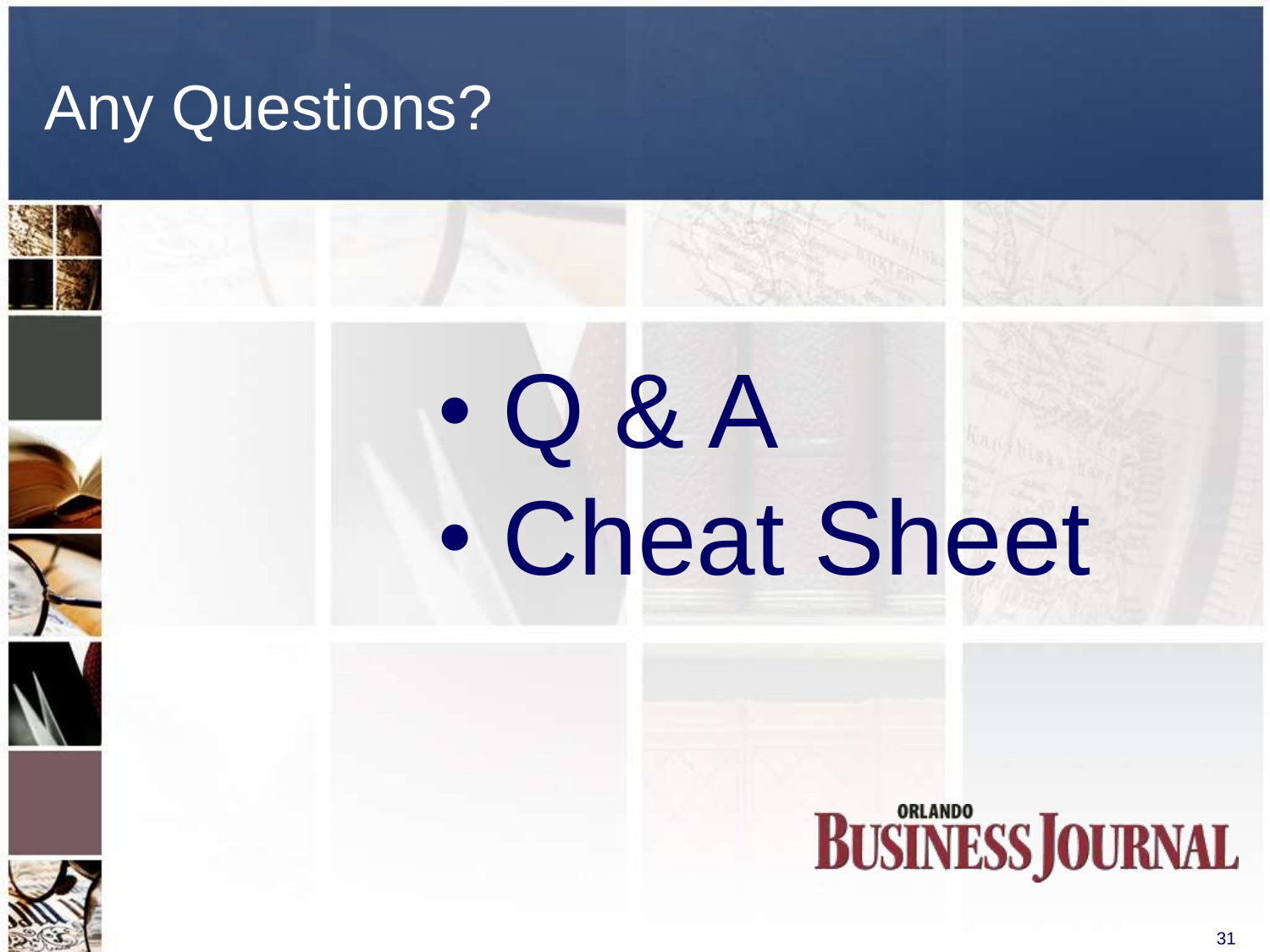# Any Questions?

- Q & A
- Cheat Sheet

ORLANDO BUSINESS JOURNAL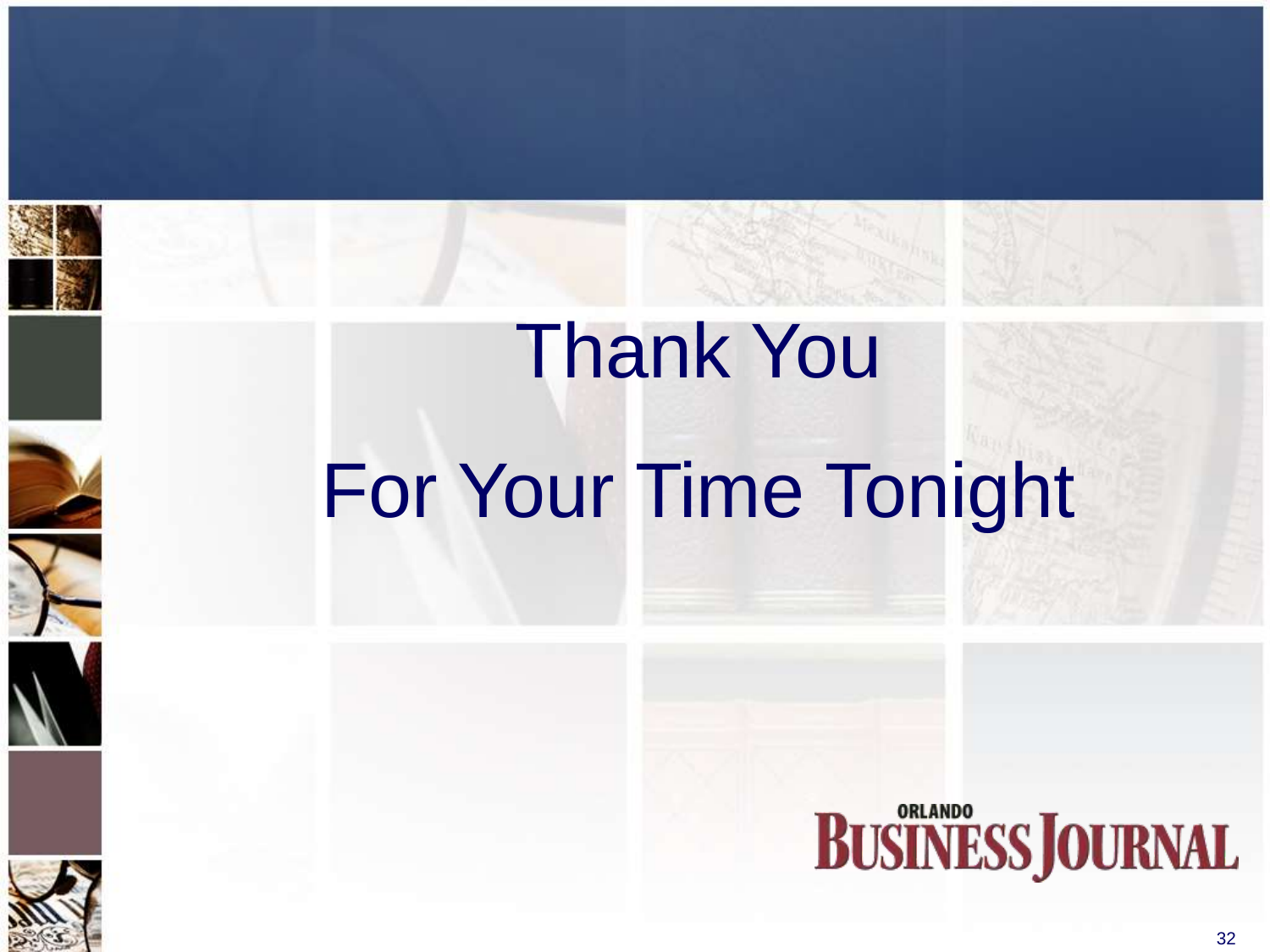# Thank You

# For Your Time Tonight

ORLANDO BUSINESS JOURNAL